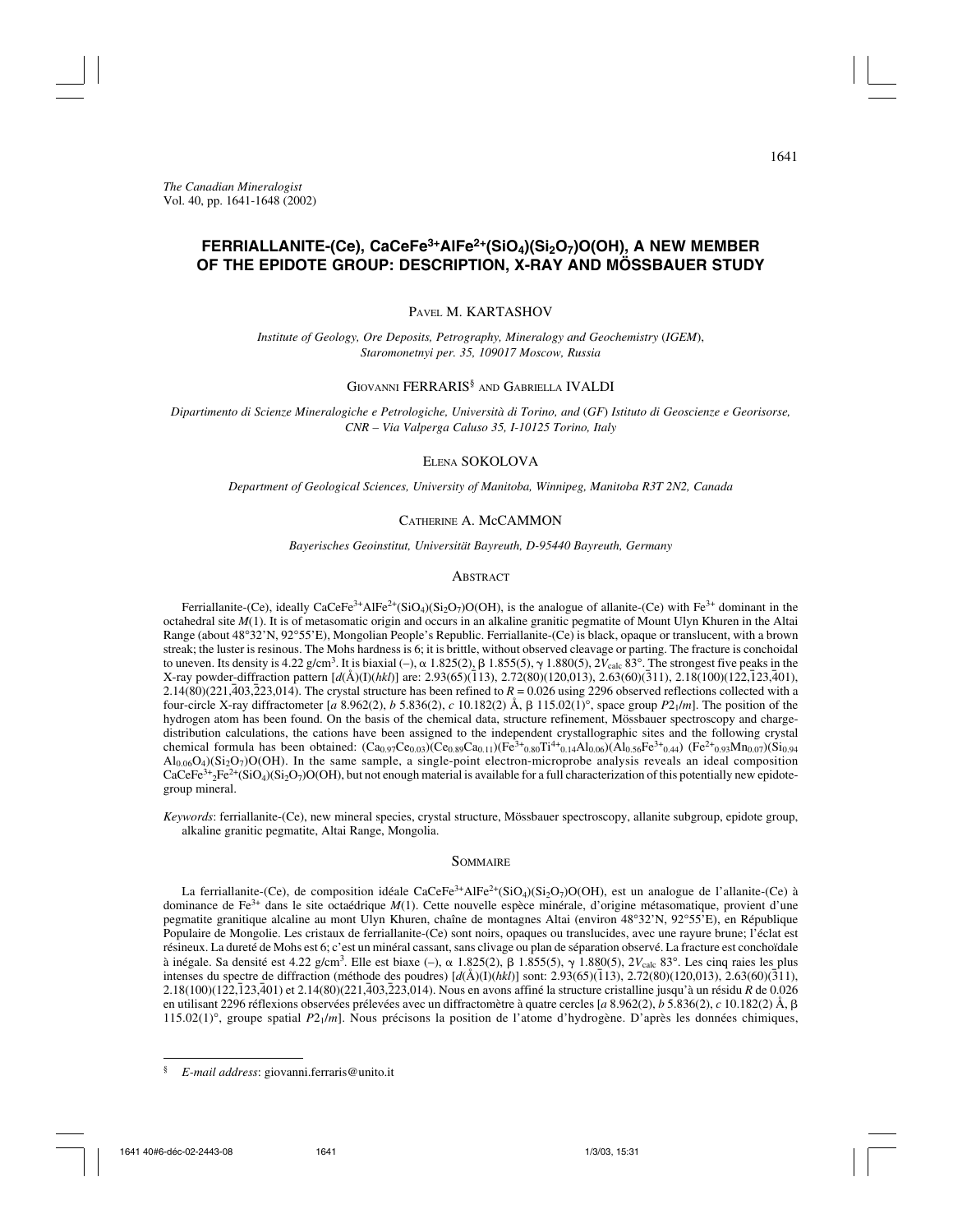*The Canadian Mineralogist*
Vol. 40, pp. 1641-1648 (2002)

# FERRIALLANITE-(Ce), $CaCeFe^{3+}AlFe^{2+}(SiO_4)(Si_2O_7)O(OH)$, A NEW MEMBER OF THE EPIDOTE GROUP: DESCRIPTION, X-RAY AND MÖSSBAUER STUDY

PAVEL M. KARTASHOV

*Institute of Geology, Ore Deposits, Petrography, Mineralogy and Geochemistry* (*IGEM*), *Staromonetnyi per. 35, 109017 Moscow, Russia*

GIOVANNI FERRARIS§ AND GABRIELLA IVALDI

*Dipartimento di Scienze Mineralogiche e Petrologiche, Università di Torino, and* (*GF*) *Istituto di Geoscienze e Georisorse, CNR – Via Valperga Caluso 35, I-10125 Torino, Italy*

ELENA SOKOLOVA

*Department of Geological Sciences, University of Manitoba, Winnipeg, Manitoba R3T 2N2, Canada*

CATHERINE A. MCCAMMON

*Bayerisches Geoinstitut, Universität Bayreuth, D-95440 Bayreuth, Germany*

## ABSTRACT

Ferriallanite-(Ce), ideally $CaCeFe^{3+}AlFe^{2+}(SiO_4)(Si_2O_7)O(OH)$, is the analogue of allanite-(Ce) with $Fe^{3+}$ dominant in the octahedral site *M*(1). It is of metasomatic origin and occurs in an alkaline granitic pegmatite of Mount Ulyn Khuren in the Altai Range (about 48°32'N, 92°55'E), Mongolian People's Republic. Ferriallanite-(Ce) is black, opaque or translucent, with a brown streak; the luster is resinous. The Mohs hardness is 6; it is brittle, without observed cleavage or parting. The fracture is conchoidal to uneven. Its density is 4.22 g/cm³. It is biaxial (–), α 1.825(2), β 1.855(5), γ 1.880(5), $2V_{calc}$ 83°. The strongest five peaks in the X-ray powder-diffraction pattern [*d*(Å)(I)(*hkl*)] are: 2.93(65)($\bar{1}$13), 2.72(80)(120,013), 2.63(60)($\bar{3}$11), 2.18(100)(122,$\bar{1}$23,$\bar{4}$01), 2.14(80)(221,$\bar{4}$03,$\bar{2}$23,014). The crystal structure has been refined to *R* = 0.026 using 2296 observed reflections collected with a four-circle X-ray diffractometer [*a* 8.962(2), *b* 5.836(2), *c* 10.182(2) Å, β 115.02(1)°, space group $P2_1/m$]. The position of the hydrogen atom has been found. On the basis of the chemical data, structure refinement, Mössbauer spectroscopy and charge-distribution calculations, the cations have been assigned to the independent crystallographic sites and the following crystal chemical formula has been obtained: $(Ca_{0.97}Ce_{0.03})(Ce_{0.89}Ca_{0.11})(Fe^{3+}_{0.80}Ti^{4+}_{0.14}Al_{0.06})(Al_{0.56}Fe^{3+}_{0.44})(Fe^{2+}_{0.93}Mn_{0.07})(Si_{0.94}Al_{0.06}O_4)(Si_2O_7)O(OH)$. In the same sample, a single-point electron-microprobe analysis reveals an ideal composition $CaCeFe^{3+}_2Fe^{2+}(SiO_4)(Si_2O_7)O(OH)$, but not enough material is available for a full characterization of this potentially new epidote-group mineral.

*Keywords*: ferriallanite-(Ce), new mineral species, crystal structure, Mössbauer spectroscopy, allanite subgroup, epidote group, alkaline granitic pegmatite, Altai Range, Mongolia.

## SOMMAIRE

La ferriallanite-(Ce), de composition idéale $CaCeFe^{3+}AlFe^{2+}(SiO_4)(Si_2O_7)O(OH)$, est un analogue de l'allanite-(Ce) à dominance de $Fe^{3+}$ dans le site octaédrique *M*(1). Cette nouvelle espèce minérale, d'origine métasomatique, provient d'une pegmatite granitique alcaline au mont Ulyn Khuren, chaîne de montagnes Altai (environ 48°32'N, 92°55'E), en République Populaire de Mongolie. Les cristaux de ferriallanite-(Ce) sont noirs, opaques ou translucides, avec une rayure brune; l'éclat est résineux. La dureté de Mohs est 6; c'est un minéral cassant, sans clivage ou plan de séparation observé. La fracture est conchoïdale à inégale. Sa densité est 4.22 g/cm³. Elle est biaxe (–), α 1.825(2), β 1.855(5), γ 1.880(5), $2V_{calc}$ 83°. Les cinq raies les plus intenses du spectre de diffraction (méthode des poudres) [*d*(Å)(I)(*hkl*)] sont: 2.93(65)($\bar{1}$13), 2.72(80)(120,013), 2.63(60)($\bar{3}$11), 2.18(100)(122,$\bar{1}$23,$\bar{4}$01) et 2.14(80)(221,$\bar{4}$03,$\bar{2}$23,014). Nous en avons affiné la structure cristalline jusqu'à un résidu *R* de 0.026 en utilisant 2296 réflexions observées prélevées avec un diffractomètre à quatre cercles [*a* 8.962(2), *b* 5.836(2), *c* 10.182(2) Å, β 115.02(1)°, groupe spatial $P2_1/m$]. Nous précisons la position de l'atome d'hydrogène. D'après les données chimiques,

§ *E-mail address*: giovanni.ferraris@unito.it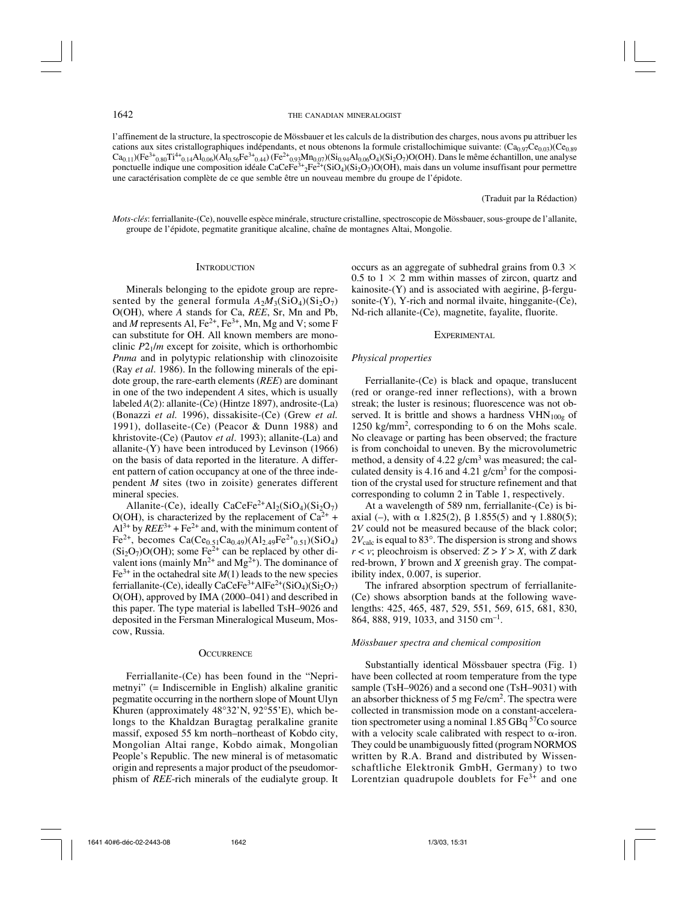l'affinement de la structure, la spectroscopie de Mössbauer et les calculs de la distribution des charges, nous avons pu attribuer les cations aux sites cristallographiques indépendants, et nous obtenons la formule cristallochimique suivante: $(Ca_{0.97}Ce_{0.03})(Ce_{0.89}Ca_{0.11})(Fe^{3+}_{0.80}Ti^{4+}_{0.14}Al_{0.06})(Al_{0.56}Fe^{3+}_{0.44})(Fe^{2+}_{0.93}Mn_{0.07})(Si_{0.94}Al_{0.06}O_4)(Si_2O_7)O(OH)$. Dans le même échantillon, une analyse ponctuelle indique une composition idéale $CaCeFe^{3+}{}_2Fe^{2+}(SiO_4)(Si_2O_7)O(OH)$, mais dans un volume insuffisant pour permettre une caractérisation complète de ce que semble être un nouveau membre du groupe de l'épidote.

(Traduit par la Rédaction)

*Mots-clés*: ferriallanite-(Ce), nouvelle espèce minérale, structure cristalline, spectroscopie de Mössbauer, sous-groupe de l'allanite, groupe de l'épidote, pegmatite granitique alcaline, chaîne de montagnes Altai, Mongolie.

## Introduction

Minerals belonging to the epidote group are represented by the general formula $A_2M_3(SiO_4)(Si_2O_7)O(OH)$, where $A$ stands for Ca, *REE*, Sr, Mn and Pb, and $M$ represents Al, $Fe^{2+}$, $Fe^{3+}$, Mn, Mg and V; some F can substitute for OH. All known members are monoclinic $P2_1/m$ except for zoisite, which is orthorhombic *Pnma* and in polytypic relationship with clinozoisite (Ray *et al.* 1986). In the following minerals of the epidote group, the rare-earth elements (*REE*) are dominant in one of the two independent $A$ sites, which is usually labeled $A(2)$: allanite-(Ce) (Hintze 1897), androsite-(La) (Bonazzi *et al.* 1996), dissakisite-(Ce) (Grew *et al.* 1991), dollaseite-(Ce) (Peacor & Dunn 1988) and khristovite-(Ce) (Pautov *et al.* 1993); allanite-(La) and allanite-(Y) have been introduced by Levinson (1966) on the basis of data reported in the literature. A different pattern of cation occupancy at one of the three independent $M$ sites (two in zoisite) generates different mineral species.

Allanite-(Ce), ideally $CaCeFe^{2+}Al_2(SiO_4)(Si_2O_7)O(OH)$, is characterized by the replacement of $Ca^{2+} + Al^{3+}$ by $REE^{3+} + Fe^{2+}$ and, with the minimum content of $Fe^{2+}$, becomes $Ca(Ce_{0.51}Ca_{0.49})(Al_{2.49}Fe^{2+}{}_{0.51})(SiO_4)(Si_2O_7)O(OH)$; some $Fe^{2+}$ can be replaced by other divalent ions (mainly $Mn^{2+}$ and $Mg^{2+}$). The dominance of $Fe^{3+}$ in the octahedral site $M(1)$ leads to the new species ferriallanite-(Ce), ideally $CaCeFe^{3+}AlFe^{2+}(SiO_4)(Si_2O_7)O(OH)$, approved by IMA (2000–041) and described in this paper. The type material is labelled TsH–9026 and deposited in the Fersman Mineralogical Museum, Moscow, Russia.

## Occurrence

Ferriallanite-(Ce) has been found in the "Neprimetnyi" (= Indiscernible in English) alkaline granitic pegmatite occurring in the northern slope of Mount Ulyn Khuren (approximately 48°32'N, 92°55'E), which belongs to the Khaldzan Buragtag peralkaline granite massif, exposed 55 km north–northeast of Kobdo city, Mongolian Altai range, Kobdo aimak, Mongolian People's Republic. The new mineral is of metasomatic origin and represents a major product of the pseudomorphism of *REE*-rich minerals of the eudialyte group. It occurs as an aggregate of subhedral grains from 0.3 × 0.5 to 1 × 2 mm within masses of zircon, quartz and kainosite-(Y) and is associated with aegirine, β-fergusonite-(Y), Y-rich and normal ilvaite, hingganite-(Ce), Nd-rich allanite-(Ce), magnetite, fayalite, fluorite.

## Experimental

### Physical properties

Ferriallanite-(Ce) is black and opaque, translucent (red or orange-red inner reflections), with a brown streak; the luster is resinous; fluorescence was not observed. It is brittle and shows a hardness $VHN_{100g}$ of 1250 kg/mm$^2$, corresponding to 6 on the Mohs scale. No cleavage or parting has been observed; the fracture is from conchoidal to uneven. By the microvolumetric method, a density of 4.22 g/cm$^3$ was measured; the calculated density is 4.16 and 4.21 g/cm$^3$ for the composition of the crystal used for structure refinement and that corresponding to column 2 in Table 1, respectively.

At a wavelength of 589 nm, ferriallanite-(Ce) is biaxial (–), with α 1.825(2), β 1.855(5) and γ 1.880(5); $2V$ could not be measured because of the black color; $2V_{calc}$ is equal to 83°. The dispersion is strong and shows $r < v$; pleochroism is observed: $Z > Y > X$, with $Z$ dark red-brown, $Y$ brown and $X$ greenish gray. The compatibility index, 0.007, is superior.

The infrared absorption spectrum of ferriallanite-(Ce) shows absorption bands at the following wavelengths: 425, 465, 487, 529, 551, 569, 615, 681, 830, 864, 888, 919, 1033, and 3150 cm$^{-1}$.

### Mössbauer spectra and chemical composition

Substantially identical Mössbauer spectra (Fig. 1) have been collected at room temperature from the type sample (TsH–9026) and a second one (TsH–9031) with an absorber thickness of 5 mg Fe/cm$^2$. The spectra were collected in transmission mode on a constant-acceleration spectrometer using a nominal 1.85 GBq $^{57}$Co source with a velocity scale calibrated with respect to α-iron. They could be unambiguously fitted (program NORMOS written by R.A. Brand and distributed by Wissenschaftliche Elektronik GmbH, Germany) to two Lorentzian quadrupole doublets for $Fe^{3+}$ and one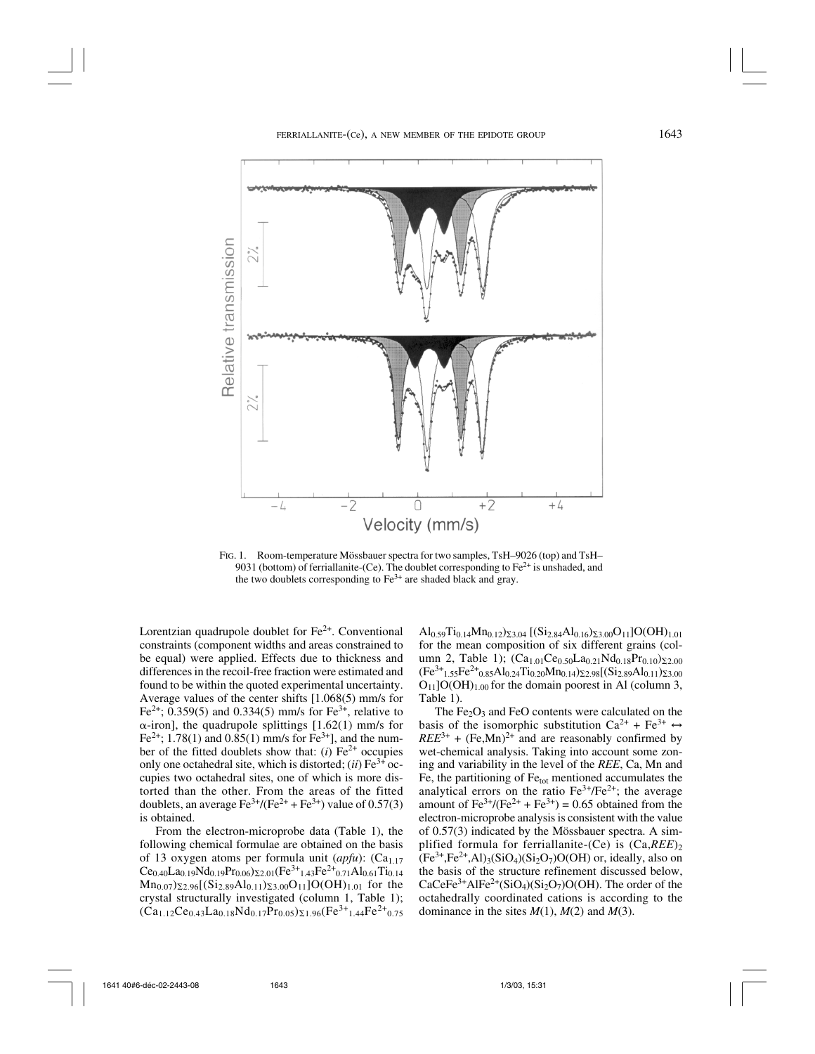FIG. 1. Room-temperature Mössbauer spectra for two samples, TsH–9026 (top) and TsH–9031 (bottom) of ferriallanite-(Ce). The doublet corresponding to $Fe^{2+}$ is unshaded, and the two doublets corresponding to $Fe^{3+}$ are shaded black and gray.

Lorentzian quadrupole doublet for $Fe^{2+}$. Conventional constraints (component widths and areas constrained to be equal) were applied. Effects due to thickness and differences in the recoil-free fraction were estimated and found to be within the quoted experimental uncertainty. Average values of the center shifts [1.068(5) mm/s for $Fe^{2+}$; 0.359(5) and 0.334(5) mm/s for $Fe^{3+}$, relative to α-iron], the quadrupole splittings [1.62(1) mm/s for $Fe^{2+}$; 1.78(1) and 0.85(1) mm/s for $Fe^{3+}$], and the number of the fitted doublets show that: (*i*) $Fe^{2+}$ occupies only one octahedral site, which is distorted; (*ii*) $Fe^{3+}$ occupies two octahedral sites, one of which is more distorted than the other. From the areas of the fitted doublets, an average $Fe^{3+}/(Fe^{2+} + Fe^{3+})$ value of 0.57(3) is obtained.

From the electron-microprobe data (Table 1), the following chemical formulae are obtained on the basis of 13 oxygen atoms per formula unit (*apfu*): $(Ca_{1.17}Ce_{0.40}La_{0.19}Nd_{0.19}Pr_{0.06})_{\Sigma 2.01}(Fe^{3+}_{1.43}Fe^{2+}_{0.71}Al_{0.61}Ti_{0.14}Mn_{0.07})_{\Sigma 2.96}[(Si_{2.89}Al_{0.11})_{\Sigma 3.00}O_{11}]O(OH)_{1.01}$ for the crystal structurally investigated (column 1, Table 1); $(Ca_{1.12}Ce_{0.43}La_{0.18}Nd_{0.17}Pr_{0.05})_{\Sigma 1.96}(Fe^{3+}_{1.44}Fe^{2+}_{0.75}Al_{0.59}Ti_{0.14}Mn_{0.12})_{\Sigma 3.04}[(Si_{2.84}Al_{0.16})_{\Sigma 3.00}O_{11}]O(OH)_{1.01}$ for the mean composition of six different grains (column 2, Table 1); $(Ca_{1.01}Ce_{0.50}La_{0.21}Nd_{0.18}Pr_{0.10})_{\Sigma 2.00}(Fe^{3+}_{1.55}Fe^{2+}_{0.85}Al_{0.24}Ti_{0.20}Mn_{0.14})_{\Sigma 2.98}[(Si_{2.89}Al_{0.11})_{\Sigma 3.00}O_{11}]O(OH)_{1.00}$ for the domain poorest in Al (column 3, Table 1).

The $Fe_2O_3$ and FeO contents were calculated on the basis of the isomorphic substitution $Ca^{2+} + Fe^{3+} \leftrightarrow REE^{3+} + (Fe,Mn)^{2+}$ and are reasonably confirmed by wet-chemical analysis. Taking into account some zoning and variability in the level of the *REE*, Ca, Mn and Fe, the partitioning of $Fe_{tot}$ mentioned accumulates the analytical errors on the ratio $Fe^{3+}/Fe^{2+}$; the average amount of $Fe^{3+}/(Fe^{2+} + Fe^{3+}) = 0.65$ obtained from the electron-microprobe analysis is consistent with the value of 0.57(3) indicated by the Mössbauer spectra. A simplified formula for ferriallanite-(Ce) is $(Ca,REE)_2(Fe^{3+},Fe^{2+},Al)_3(SiO_4)(Si_2O_7)O(OH)$ or, ideally, also on the basis of the structure refinement discussed below, $CaCeFe^{3+}AlFe^{2+}(SiO_4)(Si_2O_7)O(OH)$. The order of the octahedrally coordinated cations is according to the dominance in the sites *M*(1), *M*(2) and *M*(3).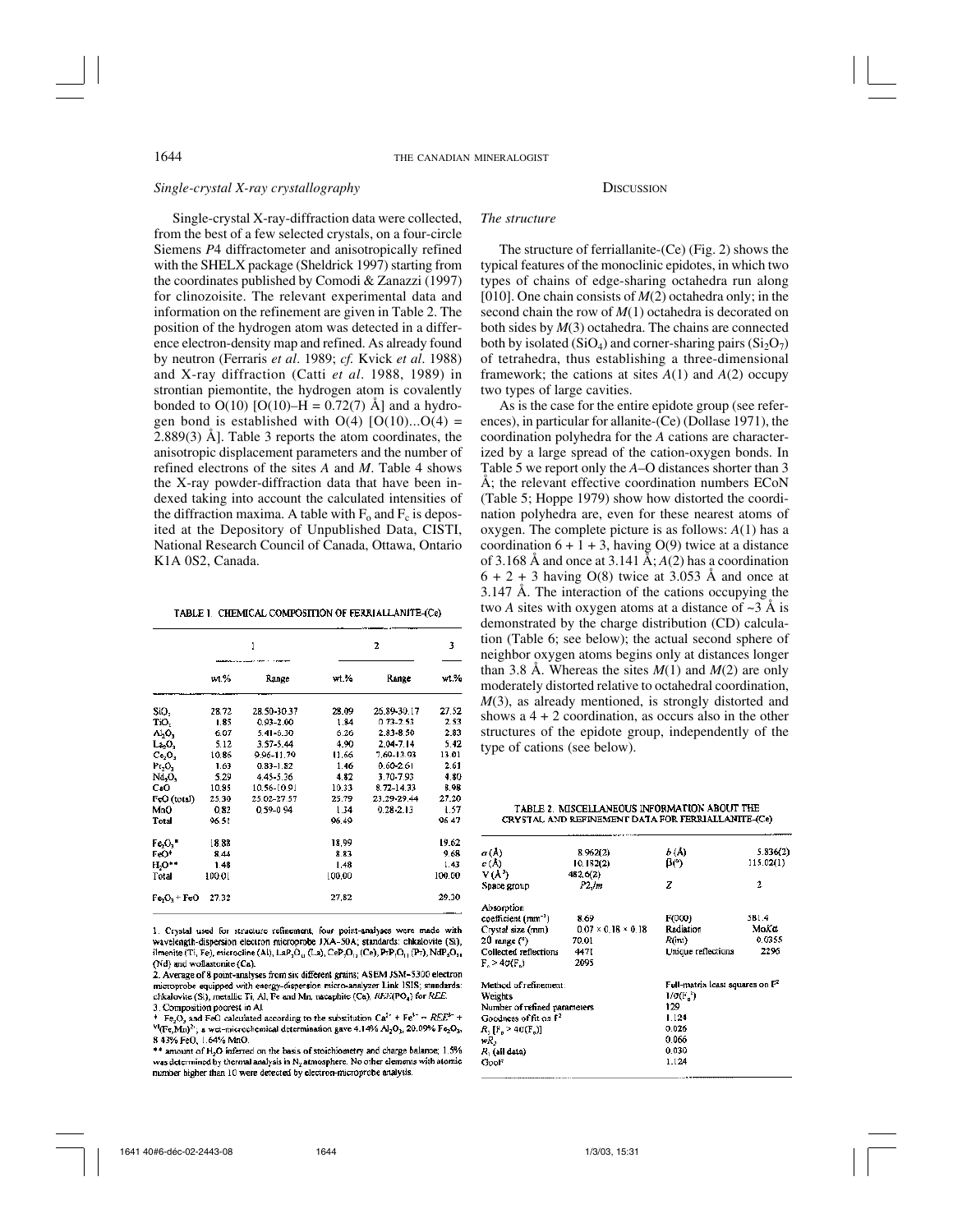### *Single-crystal X-ray crystallography*

Single-crystal X-ray-diffraction data were collected, from the best of a few selected crystals, on a four-circle Siemens *P*4 diffractometer and anisotropically refined with the SHELX package (Sheldrick 1997) starting from the coordinates published by Comodi & Zanazzi (1997) for clinozoisite. The relevant experimental data and information on the refinement are given in Table 2. The position of the hydrogen atom was detected in a difference electron-density map and refined. As already found by neutron (Ferraris *et al*. 1989; *cf.* Kvick *et al*. 1988) and X-ray diffraction (Catti *et al*. 1988, 1989) in strontian piemontite, the hydrogen atom is covalently bonded to O(10) [O(10)–H = 0.72(7) Å] and a hydrogen bond is established with O(4) [O(10)...O(4) = 2.889(3) Å]. Table 3 reports the atom coordinates, the anisotropic displacement parameters and the number of refined electrons of the sites *A* and *M*. Table 4 shows the X-ray powder-diffraction data that have been indexed taking into account the calculated intensities of the diffraction maxima. A table with $F_o$ and $F_c$ is deposited at the Depository of Unpublished Data, CISTI, National Research Council of Canada, Ottawa, Ontario K1A 0S2, Canada.

TABLE 1. CHEMICAL COMPOSITION OF FERRIALLANITE-(Ce)

| | 1 | | 2 | | 3 |
|---|---|---|---|---|---|
| | wt.% | Range | wt.% | Range | wt.% |
| $SiO_2$ | 28.72 | 28.50-30.37 | 28.09 | 26.89-30.17 | 27.52 |
| $TiO_2$ | 1.85 | 0.93-2.60 | 1.84 | 0.73-2.53 | 2.53 |
| $Al_2O_3$ | 6.07 | 5.41-6.30 | 6.26 | 2.83-8.50 | 2.83 |
| $La_2O_3$ | 5.12 | 3.57-5.44 | 4.90 | 2.04-7.14 | 5.42 |
| $Ce_2O_3$ | 10.86 | 9.96-11.70 | 11.66 | 7.60-13.93 | 13.01 |
| $Pr_2O_3$ | 1.63 | 0.83-1.82 | 1.46 | 0.60-2.61 | 2.61 |
| $Nd_2O_3$ | 5.29 | 4.45-5.36 | 4.82 | 3.70-7.93 | 4.80 |
| CaO | 10.95 | 10.56-10.91 | 10.33 | 8.72-14.33 | 8.98 |
| FeO (total) | 25.30 | 25.02-27.57 | 25.79 | 23.29-29.44 | 27.20 |
| MnO | 0.82 | 0.59-0.94 | 1.34 | 0.28-2.13 | 1.57 |
| Total | 96.51 | | 96.49 | | 96.47 |
| $Fe_2O_3$* | 18.88 | | 18.99 | | 19.62 |
| FeO* | 8.44 | | 8.83 | | 9.68 |
| $H_2O$** | 1.48 | | 1.48 | | 1.43 |
| Total | 100.01 | | 100.00 | | 100.00 |
| $Fe_2O_3$ + FeO | 27.32 | | 27.82 | | 29.30 |

1. Crystal used for structure refinement, four point-analyses were made with wavelength-dispersion electron microprobe JXA–50A; standards: chkalovite (Si), ilmenite (Ti, Fe), microcline (Al), $LaP_5O_{14}$ (La), $CeP_5O_{14}$ (Ce), $PrP_5O_{14}$ (Pr), $NdP_5O_{14}$ (Nd) and wollastonite (Ca).
2. Average of 8 point-analyses from six different grains; ASEM JSM–5300 electron microprobe equipped with energy-dispersion micro-analyzer Link ISIS; standards: chkalovite (Si), metallic Ti, Al, Fe and Mn, nacaphite (Ca), $REE(PO_4)$ for *REE*.
3. Composition poorest in Al.
* $Fe_2O_3$ and FeO calculated according to the substitution $Ca^{2+} + Fe^{3+} \rightarrow REE^{3+} + {}^{VI}(Fe,Mn)^{2+}$; a wet-microchemical determination gave 4.14% $Al_2O_3$, 20.09% $Fe_2O_3$, 8.43% FeO, 1.64% MnO.
** amount of $H_2O$ inferred on the basis of stoichiometry and charge balance; 1.5% was determined by thermal analysis in $N_2$ atmosphere. No other elements with atomic number higher than 10 were detected by electron-microprobe analysis.

## Discussion

### *The structure*

The structure of ferriallanite-(Ce) (Fig. 2) shows the typical features of the monoclinic epidotes, in which two types of chains of edge-sharing octahedra run along [010]. One chain consists of *M*(2) octahedra only; in the second chain the row of *M*(1) octahedra is decorated on both sides by *M*(3) octahedra. The chains are connected both by isolated ($SiO_4$) and corner-sharing pairs ($Si_2O_7$) of tetrahedra, thus establishing a three-dimensional framework; the cations at sites *A*(1) and *A*(2) occupy two types of large cavities.

As is the case for the entire epidote group (see references), in particular for allanite-(Ce) (Dollase 1971), the coordination polyhedra for the *A* cations are characterized by a large spread of the cation-oxygen bonds. In Table 5 we report only the *A*–O distances shorter than 3 Å; the relevant effective coordination numbers ECoN (Table 5; Hoppe 1979) show how distorted the coordination polyhedra are, even for these nearest atoms of oxygen. The complete picture is as follows: *A*(1) has a coordination 6 + 1 + 3, having O(9) twice at a distance of 3.168 Å and once at 3.141 Å; *A*(2) has a coordination 6 + 2 + 3 having O(8) twice at 3.053 Å and once at 3.147 Å. The interaction of the cations occupying the two *A* sites with oxygen atoms at a distance of ~3 Å is demonstrated by the charge distribution (CD) calculation (Table 6; see below); the actual second sphere of neighbor oxygen atoms begins only at distances longer than 3.8 Å. Whereas the sites *M*(1) and *M*(2) are only moderately distorted relative to octahedral coordination, *M*(3), as already mentioned, is strongly distorted and shows a 4 + 2 coordination, as occurs also in the other structures of the epidote group, independently of the type of cations (see below).

TABLE 2. MISCELLANEOUS INFORMATION ABOUT THE CRYSTAL AND REFINEMENT DATA FOR FERRIALLANITE-(Ce)

| | | | |
|---|---|---|---|
| *a* (Å) | 8.962(2) | *b* (Å) | 5.836(2) |
| *c* (Å) | 10.182(2) | β(°) | 115.02(1) |
| V (Å³) | 482.6(2) | | |
| Space group | $P2_1/m$ | *Z* | 2 |
| Absorption coefficient (mm⁻¹) | 8.69 | F(000) | 581.4 |
| Crystal size (mm) | 0.07 × 0.18 × 0.18 | Radiation | Mo*K*α |
| 2θ range (°) | 70.01 | *R*(int) | 0.0355 |
| Collected reflections | 4471 | Unique reflections | 2296 |
| $F_o > 4\sigma(F_o)$ | 2095 | | |
| Method of refinement | | Full-matrix least squares on $F^2$ | |
| Weights | | $1/\sigma(F_o^2)$ | |
| Number of refined parameters | | 129 | |
| Goodness of fit on $F^2$ | | 1.124 | |
| $R_1$ [$F_o > 4\sigma(F_o)$] | | 0.026 | |
| $wR_2$ | | 0.066 | |
| $R_1$ (all data) | | 0.030 | |
| GooF | | 1.124 | |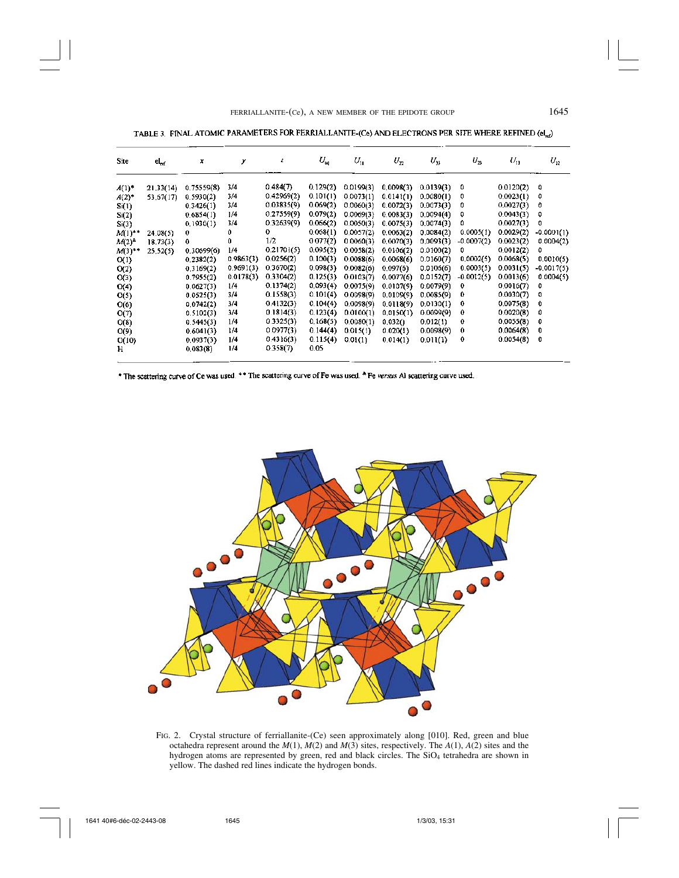TABLE 3. FINAL ATOMIC PARAMETERS FOR FERRIALLANITE-(Ce) AND ELECTRONS PER SITE WHERE REFINED ($el_{ref}$)

| Site | $el_{ref}$ | $x$ | $y$ | $z$ | $U_{eq}$ | $U_{11}$ | $U_{22}$ | $U_{33}$ | $U_{23}$ | $U_{13}$ | $U_{12}$ |
|---|---|---|---|---|---|---|---|---|---|---|---|
| $A(1)$* | 21.33(14) | 0.75559(8) | 3/4 | 0.484(7) | 0.129(2) | 0.0199(3) | 0.0098(3) | 0.0139(3) | 0 | 0.0120(2) | 0 |
| $A(2)$* | 53.67(17) | 0.5930(2) | 3/4 | 0.42969(2) | 0.101(1) | 0.0073(1) | 0.0141(1) | 0.0080(1) | 0 | 0.0023(1) | 0 |
| Si(1) | | 0.3426(1) | 3/4 | 0.03835(9) | 0.069(2) | 0.0060(3) | 0.0072(3) | 0.0073(3) | 0 | 0.0027(3) | 0 |
| Si(2) | | 0.6854(1) | 1/4 | 0.27559(9) | 0.079(2) | 0.0069(3) | 0.0083(3) | 0.0094(4) | 0 | 0.0043(3) | 0 |
| Si(3) | | 0.1930(1) | 3/4 | 0.32639(9) | 0.066(2) | 0.0050(3) | 0.0075(3) | 0.0074(3) | 0 | 0.0027(3) | 0 |
| $M(1)$** | 24.08(5) | 0 | 0 | 0 | 0.068(1) | 0.0057(2) | 0.0063(2) | 0.0084(2) | 0.0005(1) | 0.0029(2) | −0.0001(1) |
| $M(2)$^ | 18.73(3) | 0 | 0 | 1/2 | 0.077(2) | 0.0060(3) | 0.0070(3) | 0.0093(3) | −0.0007(2) | 0.0023(2) | 0.0004(2) |
| $M(3)$** | 25.52(5) | 0.30699(6) | 1/4 | 0.21701(5) | 0.095(2) | 0.0058(2) | 0.0106(2) | 0.0100(2) | 0 | 0.0012(2) | 0 |
| O(1) | | 0.2382(2) | 0.9863(3) | 0.0256(2) | 0.100(3) | 0.0088(6) | 0.0068(6) | 0.0160(7) | 0.0002(5) | 0.0068(5) | 0.0010(5) |
| O(2) | | 0.3169(2) | 0.9691(3) | 0.3670(2) | 0.098(3) | 0.0082(6) | 0.097(6) | 0.0106(6) | 0.0003(5) | 0.0031(5) | −0.0017(5) |
| O(3) | | 0.7955(2) | 0.0178(3) | 0.3304(2) | 0.125(3) | 0.0103(7) | 0.0077(6) | 0.0152(7) | −0.0012(5) | 0.0013(6) | 0.0004(5) |
| O(4) | | 0.0627(3) | 1/4 | 0.1374(2) | 0.093(4) | 0.0075(9) | 0.0107(9) | 0.0079(9) | 0 | 0.0016(7) | 0 |
| O(5) | | 0.0525(3) | 3/4 | 0.1558(3) | 0.101(4) | 0.0098(9) | 0.0109(9) | 0.0085(9) | 0 | 0.0030(7) | 0 |
| O(6) | | 0.0742(2) | 3/4 | 0.4132(3) | 0.104(4) | 0.0098(9) | 0.0118(9) | 0.0130(1) | 0 | 0.0075(8) | 0 |
| O(7) | | 0.5102(3) | 3/4 | 0.1814(3) | 0.123(4) | 0.0100(1) | 0.0150(1) | 0.0099(9) | 0 | 0.0020(8) | 0 |
| O(8) | | 0.5445(3) | 1/4 | 0.3325(3) | 0.168(5) | 0.0080(1) | 0.032() | 0.012(1) | 0 | 0.0055(8) | 0 |
| O(9) | | 0.6041(3) | 1/4 | 0.0977(3) | 0.144(4) | 0.015(1) | 0.020(1) | 0.0098(9) | 0 | 0.0064(8) | 0 |
| O(10) | | 0.0937(3) | 1/4 | 0.4316(3) | 0.115(4) | 0.01(1) | 0.014(1) | 0.011(1) | 0 | 0.0054(8) | 0 |
| H | | 0.083(8) | 1/4 | 0.358(7) | 0.05 | | | | | | |

\* The scattering curve of Ce was used. ** The scattering curve of Fe was used. ^ Fe *versus* Al scattering curve used.

FIG. 2. Crystal structure of ferriallanite-(Ce) seen approximately along [010]. Red, green and blue octahedra represent around the $M(1)$, $M(2)$ and $M(3)$ sites, respectively. The $A(1)$, $A(2)$ sites and the hydrogen atoms are represented by green, red and black circles. The $SiO_4$ tetrahedra are shown in yellow. The dashed red lines indicate the hydrogen bonds.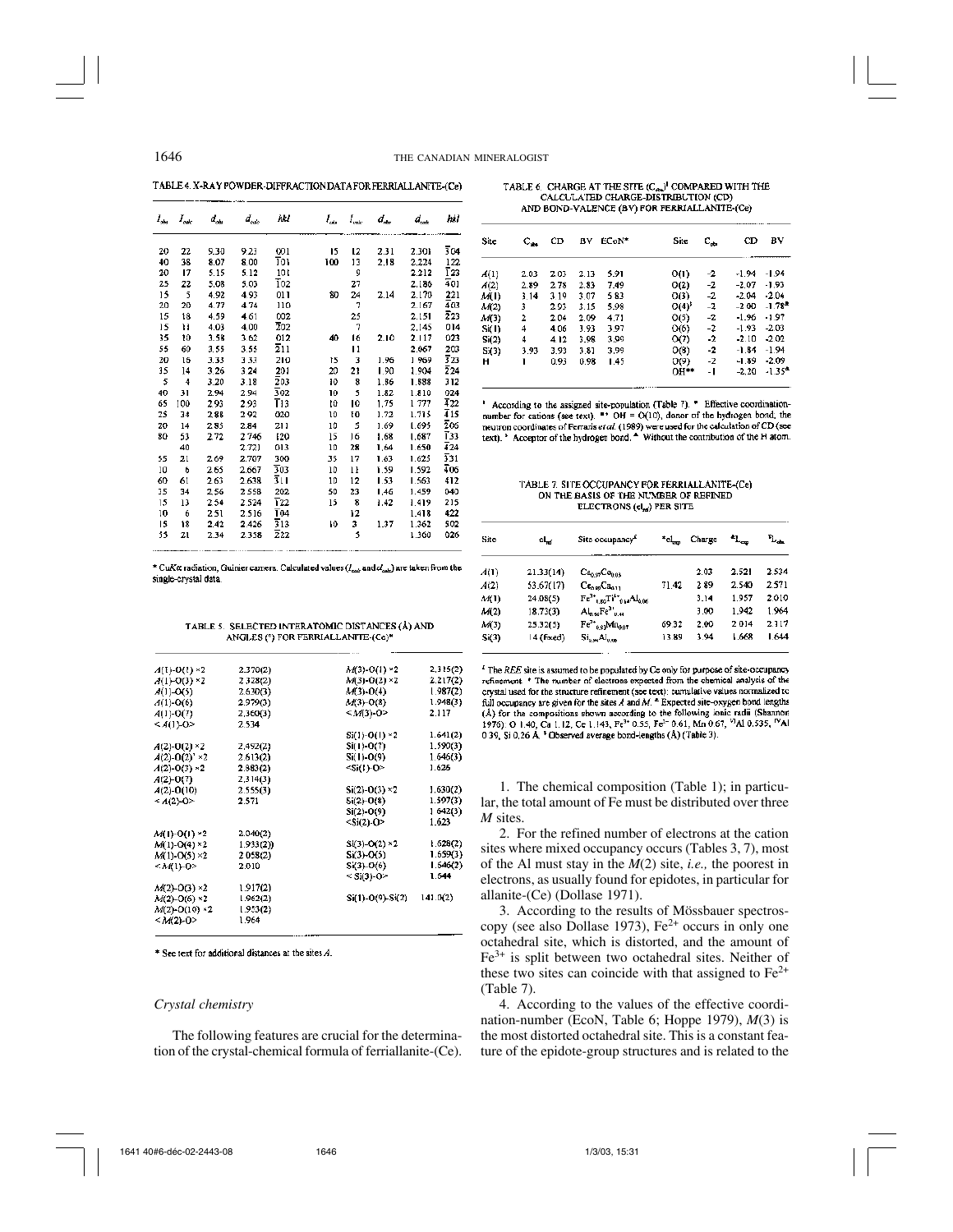TABLE 4. X-RAY POWDER-DIFFRACTION DATA FOR FERRIALLANITE-(Ce)

| $I_{obs}$ | $I_{calc}$ | $d_{obs}$ | $d_{calc}$ | hkl | $I_{obs}$ | $I_{calc}$ | $d_{obs}$ | $d_{calc}$ | hkl |
|---|---|---|---|---|---|---|---|---|---|
| 20 | 22 | 9.30 | 9.23 | 001 | 15 | 12 | 2.31 | 2.301 | $\bar{3}04$ |
| 40 | 38 | 8.07 | 8.00 | $\bar{1}01$ | 100 | 13 | 2.18 | 2.224 | 122 |
| 20 | 17 | 5.15 | 5.12 | 101 | | 9 | | 2.212 | $\bar{1}23$ |
| 25 | 22 | 5.08 | 5.03 | $\bar{1}02$ | | 27 | | 2.186 | $\bar{4}01$ |
| 15 | 5 | 4.92 | 4.93 | 011 | 80 | 24 | 2.14 | 2.170 | 221 |
| 20 | 20 | 4.77 | 4.74 | 110 | | 7 | | 2.167 | $\bar{4}03$ |
| 15 | 18 | 4.59 | 4.61 | 002 | | 25 | | 2.151 | $\bar{2}23$ |
| 15 | 11 | 4.03 | 4.00 | $\bar{2}02$ | | 7 | | 2.145 | 014 |
| 35 | 10 | 3.58 | 3.62 | 012 | 40 | 16 | 2.10 | 2.117 | 023 |
| 55 | 60 | 3.55 | 3.55 | $\bar{2}11$ | | 11 | | 2.067 | 203 |
| 20 | 16 | 3.33 | 3.33 | 210 | 15 | 3 | 1.96 | 1.969 | $\bar{3}23$ |
| 35 | 14 | 3.26 | 3.24 | 201 | 20 | 21 | 1.90 | 1.904 | $\bar{2}24$ |
| 5 | 4 | 3.20 | 3.18 | $\bar{2}03$ | 10 | 8 | 1.86 | 1.888 | 312 |
| 40 | 31 | 2.94 | 2.94 | $\bar{3}02$ | 10 | 5 | 1.82 | 1.810 | 024 |
| 65 | 100 | 2.93 | 2.93 | $\bar{1}13$ | 10 | 10 | 1.75 | 1.777 | $\bar{4}22$ |
| 25 | 34 | 2.88 | 2.92 | 020 | 10 | 10 | 1.72 | 1.715 | $\bar{4}15$ |
| 20 | 14 | 2.85 | 2.84 | 211 | 10 | 5 | 1.69 | 1.695 | $\bar{2}06$ |
| 80 | 53 | 2.72 | 2.746 | 120 | 15 | 16 | 1.68 | 1.687 | $\bar{1}33$ |
| | 40 | | 2.721 | 013 | 10 | 28 | 1.64 | 1.650 | $\bar{4}24$ |
| 55 | 21 | 2.69 | 2.707 | 300 | 35 | 17 | 1.63 | 1.625 | $\bar{3}31$ |
| 10 | 6 | 2.65 | 2.667 | $\bar{3}03$ | 10 | 11 | 1.59 | 1.592 | $\bar{4}06$ |
| 60 | 61 | 2.63 | 2.638 | $\bar{3}11$ | 10 | 12 | 1.53 | 1.563 | 412 |
| 35 | 34 | 2.56 | 2.558 | 202 | 50 | 23 | 1.46 | 1.459 | 040 |
| 15 | 13 | 2.54 | 2.524 | $\bar{1}22$ | 15 | 8 | 1.42 | 1.419 | 215 |
| 10 | 6 | 2.51 | 2.516 | $\bar{1}04$ | | 12 | | 1.418 | 422 |
| 15 | 18 | 2.42 | 2.426 | $\bar{3}13$ | 10 | 3 | 1.37 | 1.362 | 502 |
| 55 | 21 | 2.34 | 2.358 | $\bar{2}22$ | | 5 | | 1.360 | 026 |

\* CuKα radiation, Guinier camera. Calculated values ($I_{calc}$ and $d_{calc}$) are taken from the single-crystal data.

TABLE 5. SELECTED INTERATOMIC DISTANCES (Å) AND ANGLES (°) FOR FERRIALLANITE-(Ce)*

| | | | |
|---|---|---|---|
| A(1)–O(1) ×2 | 2.370(2) | M(3)–O(1) ×2 | 2.315(2) |
| A(1)–O(3) ×2 | 2.328(2) | M(3)–O(2) ×2 | 2.217(2) |
| A(1)–O(5) | 2.630(3) | M(3)–O(4) | 1.987(2) |
| A(1)–O(6) | 2.979(3) | M(3)–O(8) | 1.948(3) |
| A(1)–O(7) | 2.360(3) | <M(3)–O> | 2.117 |
| <A(1)–O> | 2.534 | | |
| | | Si(1)–O(1) ×2 | 1.641(2) |
| A(2)–O(2) ×2 | 2.492(2) | Si(1)–O(7) | 1.590(3) |
| A(2)–O(2)' ×2 | 2.613(2) | Si(1)–O(9) | 1.646(3) |
| A(2)–O(3) ×2 | 2.983(2) | <Si(1)–O> | 1.626 |
| A(2)–O(7) | 2.314(3) | | |
| A(2)–O(10) | 2.555(3) | Si(2)–O(3) ×2 | 1.630(2) |
| <A(2)–O> | 2.571 | Si(2)–O(8) | 1.597(3) |
| | | Si(2)–O(9) | 1.642(3) |
| | | <Si(2)–O> | 1.623 |
| M(1)–O(1) ×2 | 2.040(2) | | |
| M(1)–O(4) ×2 | 1.933(2) | Si(3)–O(2) ×2 | 1.628(2) |
| M(1)–O(5) ×2 | 2.058(2) | Si(3)–O(5) | 1.659(3) |
| <M(1)–O> | 2.010 | Si(3)–O(6) | 1.646(2) |
| | | <Si(3)–O> | 1.644 |
| M(2)–O(3) ×2 | 1.917(2) | | |
| M(2)–O(6) ×2 | 1.962(2) | Si(1)–O(9)–Si(2) | 141.0(2) |
| M(2)–O(10) ×2 | 1.953(2) | | |
| <M(2)–O> | 1.964 | | |

\* See text for additional distances at the sites A.

TABLE 6. CHARGE AT THE SITE ($C_{obs}$)[¹] COMPARED WITH THE CALCULATED CHARGE-DISTRIBUTION (CD) AND BOND-VALENCE (BV) FOR FERRIALLANITE-(Ce)

| Site | $C_{obs}$ | CD | BV | ECoN* | Site | $C_{obs}$ | CD | BV |
|---|---|---|---|---|---|---|---|---|
| A(1) | 2.03 | 2.03 | 2.13 | 5.91 | O(1) | -2 | -1.94 | -1.94 |
| A(2) | 2.89 | 2.78 | 2.83 | 7.49 | O(2) | -2 | -2.07 | -1.93 |
| M(1) | 3.14 | 3.19 | 3.07 | 5.83 | O(3) | -2 | -2.04 | -2.04 |
| M(2) | 3 | 2.93 | 3.15 | 5.98 | O(4)[§] | -2 | -2.00 | -1.78[▲] |
| M(3) | 2 | 2.04 | 2.09 | 4.71 | O(5) | -2 | -1.96 | -1.97 |
| Si(1) | 4 | 4.06 | 3.93 | 3.97 | O(6) | -2 | -1.93 | -2.03 |
| Si(2) | 4 | 4.12 | 3.98 | 3.99 | O(7) | -2 | -2.10 | -2.02 |
| Si(3) | 3.93 | 3.93 | 3.81 | 3.99 | O(8) | -2 | -1.84 | -1.94 |
| H | 1 | 0.93 | 0.98 | 1.45 | O(9) | -2 | -1.89 | -2.09 |
| | | | | | OH** | -1 | -2.20 | -1.35[▲] |

[¹] According to the assigned site-population (Table 7). * Effective coordination-number for cations (see text). ** OH = O(10), donor of the hydrogen bond; the neutron coordinates of Ferraris *et al.* (1989) were used for the calculation of CD (see text). [§] Acceptor of the hydrogen bond. [▲] Without the contribution of the H atom.

TABLE 7. SITE OCCUPANCY FOR FERRIALLANITE-(Ce) ON THE BASIS OF THE NUMBER OF REFINED ELECTRONS ($el_{ref}$) PER SITE

| Site | $el_{ref}$ | Site occupancy[£] | *$el_{exp}$ | Charge | [&]$L_{exp}$ | [§]$L_{obs}$ |
|---|---|---|---|---|---|---|
| A(1) | 21.33(14) | $Ce_{0.03}Ca_{0.97}$ | | 2.03 | 2.521 | 2.534 |
| A(2) | 53.67(17) | $Ce_{0.89}Ca_{0.11}$ | 71.42 | 2.89 | 2.540 | 2.571 |
| M(1) | 24.08(5) | $Fe^{3+}_{0.80}Ti^{4+}_{0.14}Al_{0.06}$ | | 3.14 | 1.957 | 2.010 |
| M(2) | 18.73(3) | $Al_{0.56}Fe^{3+}_{0.44}$ | | 3.00 | 1.942 | 1.964 |
| M(3) | 25.32(5) | $Fe^{2+}_{0.93}Mn_{0.07}$ | 69.32 | 2.00 | 2.014 | 2.117 |
| Si(3) | 14 (Fixed) | $Si_{0.96}Al_{0.04}$ | 13.89 | 3.94 | 1.668 | 1.644 |

[£] The *REE* site is assumed to be populated by Ce only for purpose of site-occupancy refinement. * The number of electrons expected from the chemical analysis of the crystal used for the structure refinement (see text): cumulative values normalized to full occupancy are given for the sites A and M. [&] Expected site-oxygen bond lengths (Å) for the compositions shown according to the following ionic radii (Shannon 1976): O 1.40, Ca 1.12, Ce 1.143, $Fe^{3+}$ 0.55, $Fe^{2+}$ 0.61, Mn 0.67, $^{VI}Al$ 0.535, $^{IV}Al$ 0.39, Si 0.26 Å. [§] Observed average bond-lengths (Å) (Table 3).

### *Crystal chemistry*

The following features are crucial for the determination of the crystal-chemical formula of ferriallanite-(Ce).

1. The chemical composition (Table 1); in particular, the total amount of Fe must be distributed over three *M* sites.

2. For the refined number of electrons at the cation sites where mixed occupancy occurs (Tables 3, 7), most of the Al must stay in the *M*(2) site, *i.e.,* the poorest in electrons, as usually found for epidotes, in particular for allanite-(Ce) (Dollase 1971).

3. According to the results of Mössbauer spectroscopy (see also Dollase 1973), $Fe^{2+}$ occurs in only one octahedral site, which is distorted, and the amount of $Fe^{3+}$ is split between two octahedral sites. Neither of these two sites can coincide with that assigned to $Fe^{2+}$ (Table 7).

4. According to the values of the effective coordination-number (EcoN, Table 6; Hoppe 1979), *M*(3) is the most distorted octahedral site. This is a constant feature of the epidote-group structures and is related to the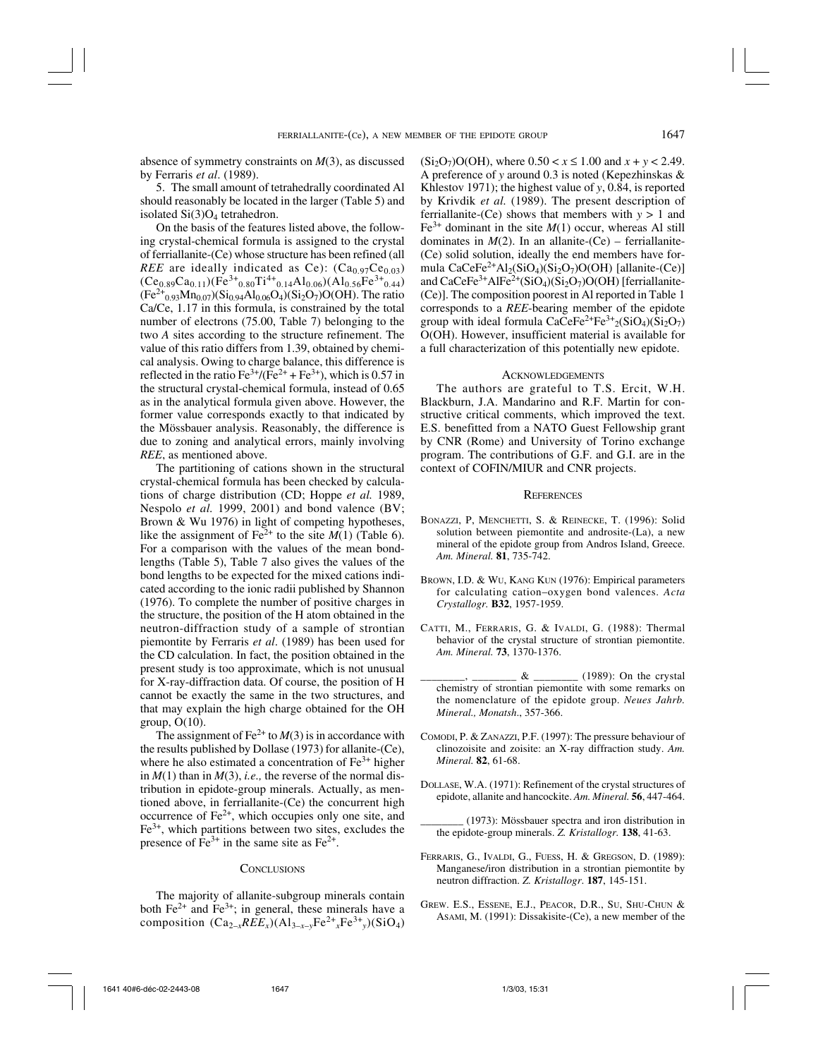absence of symmetry constraints on $M(3)$, as discussed by Ferraris *et al*. (1989).

5. The small amount of tetrahedrally coordinated Al should reasonably be located in the larger (Table 5) and isolated $Si(3)O_4$ tetrahedron.

On the basis of the features listed above, the following crystal-chemical formula is assigned to the crystal of ferriallanite-(Ce) whose structure has been refined (all *REE* are ideally indicated as Ce): $(Ca_{0.97}Ce_{0.03})$ $(Ce_{0.89}Ca_{0.11})(Fe^{3+}_{0.80}Ti^{4+}_{0.14}Al_{0.06})(Al_{0.56}Fe^{3+}_{0.44})$ $(Fe^{2+}_{0.93}Mn_{0.07})(Si_{0.94}Al_{0.06}O_4)(Si_2O_7)O(OH)$. The ratio Ca/Ce, 1.17 in this formula, is constrained by the total number of electrons (75.00, Table 7) belonging to the two *A* sites according to the structure refinement. The value of this ratio differs from 1.39, obtained by chemical analysis. Owing to charge balance, this difference is reflected in the ratio $Fe^{3+}/(Fe^{2+} + Fe^{3+})$, which is 0.57 in the structural crystal-chemical formula, instead of 0.65 as in the analytical formula given above. However, the former value corresponds exactly to that indicated by the Mössbauer analysis. Reasonably, the difference is due to zoning and analytical errors, mainly involving *REE*, as mentioned above.

The partitioning of cations shown in the structural crystal-chemical formula has been checked by calculations of charge distribution (CD; Hoppe *et al.* 1989, Nespolo *et al.* 1999, 2001) and bond valence (BV; Brown & Wu 1976) in light of competing hypotheses, like the assignment of $Fe^{2+}$ to the site $M(1)$ (Table 6). For a comparison with the values of the mean bond-lengths (Table 5), Table 7 also gives the values of the bond lengths to be expected for the mixed cations indicated according to the ionic radii published by Shannon (1976). To complete the number of positive charges in the structure, the position of the H atom obtained in the neutron-diffraction study of a sample of strontian piemontite by Ferraris *et al*. (1989) has been used for the CD calculation. In fact, the position obtained in the present study is too approximate, which is not unusual for X-ray-diffraction data. Of course, the position of H cannot be exactly the same in the two structures, and that may explain the high charge obtained for the OH group, O(10).

The assignment of $Fe^{2+}$ to $M(3)$ is in accordance with the results published by Dollase (1973) for allanite-(Ce), where he also estimated a concentration of $Fe^{3+}$ higher in $M(1)$ than in $M(3)$, *i.e.,* the reverse of the normal distribution in epidote-group minerals. Actually, as mentioned above, in ferriallanite-(Ce) the concurrent high occurrence of $Fe^{2+}$, which occupies only one site, and $Fe^{3+}$, which partitions between two sites, excludes the presence of $Fe^{3+}$ in the same site as $Fe^{2+}$.

## Conclusions

The majority of allanite-subgroup minerals contain both $Fe^{2+}$ and $Fe^{3+}$; in general, these minerals have a composition $(Ca_{2-x}REE_x)(Al_{3-x-y}Fe^{2+}_xFe^{3+}_y)(SiO_4)$ $(Si_2O_7)O(OH)$, where $0.50 < x \leq 1.00$ and $x + y < 2.49$. A preference of $y$ around 0.3 is noted (Kepezhinskas & Khlestov 1971); the highest value of $y$, 0.84, is reported by Krivdik *et al.* (1989). The present description of ferriallanite-(Ce) shows that members with $y > 1$ and $Fe^{3+}$ dominant in the site $M(1)$ occur, whereas Al still dominates in $M(2)$. In an allanite-(Ce) – ferriallanite-(Ce) solid solution, ideally the end members have formula $CaCeFe^{2+}Al_2(SiO_4)(Si_2O_7)O(OH)$ [allanite-(Ce)] and $CaCeFe^{3+}AlFe^{2+}(SiO_4)(Si_2O_7)O(OH)$ [ferriallanite-(Ce)]. The composition poorest in Al reported in Table 1 corresponds to a *REE*-bearing member of the epidote group with ideal formula $CaCeFe^{2+}Fe^{3+}_2(SiO_4)(Si_2O_7)$ $O(OH)$. However, insufficient material is available for a full characterization of this potentially new epidote.

## Acknowledgements

The authors are grateful to T.S. Ercit, W.H. Blackburn, J.A. Mandarino and R.F. Martin for constructive critical comments, which improved the text. E.S. benefitted from a NATO Guest Fellowship grant by CNR (Rome) and University of Torino exchange program. The contributions of G.F. and G.I. are in the context of COFIN/MIUR and CNR projects.

## References

Bonazzi, P, Menchetti, S. & Reinecke, T. (1996): Solid solution between piemontite and androsite-(La), a new mineral of the epidote group from Andros Island, Greece. *Am. Mineral.* **81**, 735-742.

Brown, I.D. & Wu, Kang Kun (1976): Empirical parameters for calculating cation–oxygen bond valences. *Acta Crystallogr.* **B32**, 1957-1959.

Catti, M., Ferraris, G. & Ivaldi, G. (1988): Thermal behavior of the crystal structure of strontian piemontite. *Am. Mineral.* **73**, 1370-1376.

________, ________ & ________ (1989): On the crystal chemistry of strontian piemontite with some remarks on the nomenclature of the epidote group. *Neues Jahrb. Mineral., Monatsh*., 357-366.

Comodi, P. & Zanazzi, P.F. (1997): The pressure behaviour of clinozoisite and zoisite: an X-ray diffraction study. *Am. Mineral.* **82**, 61-68.

Dollase, W.A. (1971): Refinement of the crystal structures of epidote, allanite and hancockite. *Am. Mineral.* **56**, 447-464.

________ (1973): Mössbauer spectra and iron distribution in the epidote-group minerals. *Z. Kristallogr.* **138**, 41-63.

Ferraris, G., Ivaldi, G., Fuess, H. & Gregson, D. (1989): Manganese/iron distribution in a strontian piemontite by neutron diffraction. *Z. Kristallogr*. **187**, 145-151.

Grew. E.S., Essene, E.J., Peacor, D.R., Su, Shu-Chun & Asami, M. (1991): Dissakisite-(Ce), a new member of the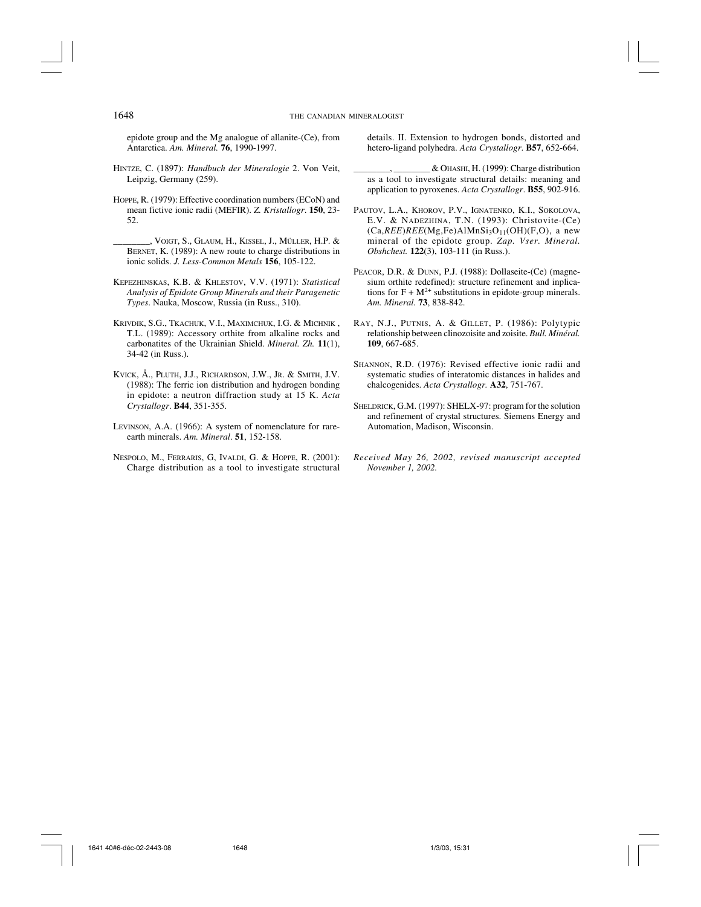epidote group and the Mg analogue of allanite-(Ce), from Antarctica. *Am. Mineral.* **76**, 1990-1997.

HINTZE, C. (1897): *Handbuch der Mineralogie* 2. Von Veit, Leipzig, Germany (259).

HOPPE, R. (1979): Effective coordination numbers (ECoN) and mean fictive ionic radii (MEFIR). *Z. Kristallogr.* **150**, 23-52.

________, VOIGT, S., GLAUM, H., KISSEL, J., MÜLLER, H.P. & BERNET, K. (1989): A new route to charge distributions in ionic solids. *J. Less-Common Metals* **156**, 105-122.

KEPEZHINSKAS, K.B. & KHLESTOV, V.V. (1971): *Statistical Analysis of Epidote Group Minerals and their Paragenetic Types*. Nauka, Moscow, Russia (in Russ., 310).

KRIVDIK, S.G., TKACHUK, V.I., MAXIMCHUK, I.G. & MICHNIK, T.L. (1989): Accessory orthite from alkaline rocks and carbonatites of the Ukrainian Shield. *Mineral. Zh.* **11**(1), 34-42 (in Russ.).

KVICK, Å., PLUTH, J.J., RICHARDSON, J.W., JR. & SMITH, J.V. (1988): The ferric ion distribution and hydrogen bonding in epidote: a neutron diffraction study at 15 K. *Acta Crystallogr.* **B44**, 351-355.

LEVINSON, A.A. (1966): A system of nomenclature for rare-earth minerals. *Am. Mineral.* **51**, 152-158.

NESPOLO, M., FERRARIS, G, IVALDI, G. & HOPPE, R. (2001): Charge distribution as a tool to investigate structural details. II. Extension to hydrogen bonds, distorted and hetero-ligand polyhedra. *Acta Crystallogr.* **B57**, 652-664.

________, ________ & OHASHI, H. (1999): Charge distribution as a tool to investigate structural details: meaning and application to pyroxenes. *Acta Crystallogr.* **B55**, 902-916.

PAUTOV, L.A., KHOROV, P.V., IGNATENKO, K.I., SOKOLOVA, E.V. & NADEZHINA, T.N. (1993): Christovite-(Ce) (Ca,*REE*)*REE*(Mg,Fe)AlMn$Si_3O_{11}$(OH)(F,O), a new mineral of the epidote group. *Zap. Vser. Mineral. Obshchest.* **122**(3), 103-111 (in Russ.).

PEACOR, D.R. & DUNN, P.J. (1988): Dollaseite-(Ce) (magnesium orthite redefined): structure refinement and inplications for F + $M^{2+}$ substitutions in epidote-group minerals. *Am. Mineral.* **73**, 838-842.

RAY, N.J., PUTNIS, A. & GILLET, P. (1986): Polytypic relationship between clinozoisite and zoisite. *Bull. Minéral.* **109**, 667-685.

SHANNON, R.D. (1976): Revised effective ionic radii and systematic studies of interatomic distances in halides and chalcogenides. *Acta Crystallogr.* **A32**, 751-767.

SHELDRICK, G.M. (1997): SHELX-97: program for the solution and refinement of crystal structures. Siemens Energy and Automation, Madison, Wisconsin.

*Received May 26, 2002, revised manuscript accepted November 1, 2002.*